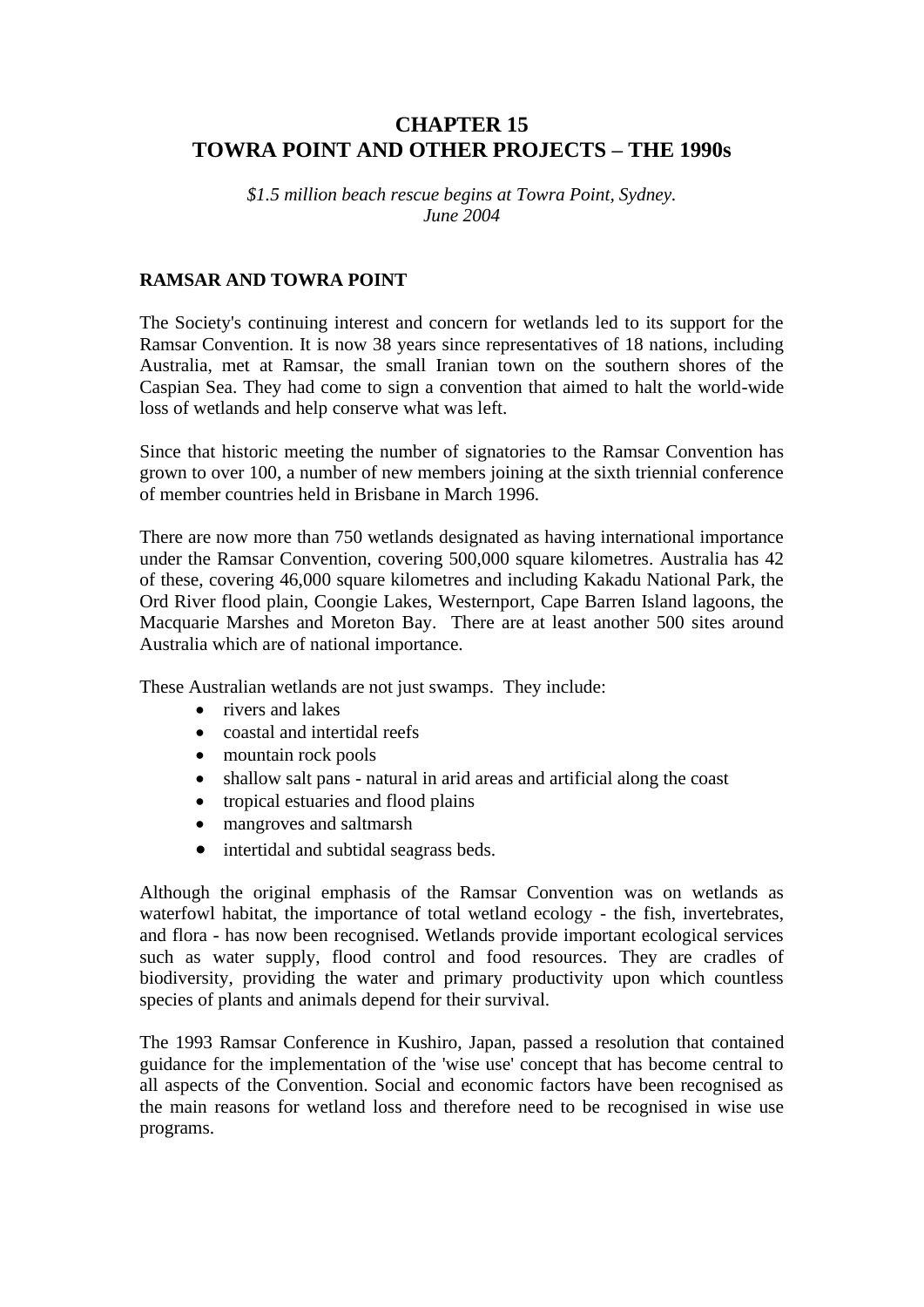# CHAPTER 15
# TOWRA POINT AND OTHER PROJECTS – THE 1990s

*$1.5 million beach rescue begins at Towra Point, Sydney.*
*June 2004*

## RAMSAR AND TOWRA POINT

The Society's continuing interest and concern for wetlands led to its support for the Ramsar Convention. It is now 38 years since representatives of 18 nations, including Australia, met at Ramsar, the small Iranian town on the southern shores of the Caspian Sea. They had come to sign a convention that aimed to halt the world-wide loss of wetlands and help conserve what was left.

Since that historic meeting the number of signatories to the Ramsar Convention has grown to over 100, a number of new members joining at the sixth triennial conference of member countries held in Brisbane in March 1996.

There are now more than 750 wetlands designated as having international importance under the Ramsar Convention, covering 500,000 square kilometres. Australia has 42 of these, covering 46,000 square kilometres and including Kakadu National Park, the Ord River flood plain, Coongie Lakes, Westernport, Cape Barren Island lagoons, the Macquarie Marshes and Moreton Bay. There are at least another 500 sites around Australia which are of national importance.

These Australian wetlands are not just swamps. They include:

- rivers and lakes
- coastal and intertidal reefs
- mountain rock pools
- shallow salt pans - natural in arid areas and artificial along the coast
- tropical estuaries and flood plains
- mangroves and saltmarsh
- intertidal and subtidal seagrass beds.

Although the original emphasis of the Ramsar Convention was on wetlands as waterfowl habitat, the importance of total wetland ecology - the fish, invertebrates, and flora - has now been recognised. Wetlands provide important ecological services such as water supply, flood control and food resources. They are cradles of biodiversity, providing the water and primary productivity upon which countless species of plants and animals depend for their survival.

The 1993 Ramsar Conference in Kushiro, Japan, passed a resolution that contained guidance for the implementation of the 'wise use' concept that has become central to all aspects of the Convention. Social and economic factors have been recognised as the main reasons for wetland loss and therefore need to be recognised in wise use programs.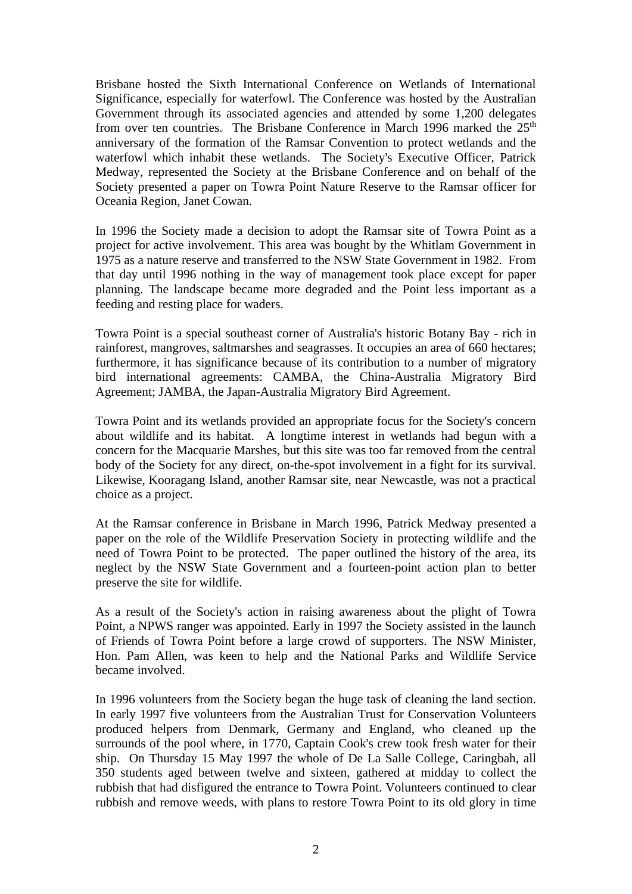Brisbane hosted the Sixth International Conference on Wetlands of International Significance, especially for waterfowl. The Conference was hosted by the Australian Government through its associated agencies and attended by some 1,200 delegates from over ten countries. The Brisbane Conference in March 1996 marked the 25th anniversary of the formation of the Ramsar Convention to protect wetlands and the waterfowl which inhabit these wetlands. The Society's Executive Officer, Patrick Medway, represented the Society at the Brisbane Conference and on behalf of the Society presented a paper on Towra Point Nature Reserve to the Ramsar officer for Oceania Region, Janet Cowan.

In 1996 the Society made a decision to adopt the Ramsar site of Towra Point as a project for active involvement. This area was bought by the Whitlam Government in 1975 as a nature reserve and transferred to the NSW State Government in 1982. From that day until 1996 nothing in the way of management took place except for paper planning. The landscape became more degraded and the Point less important as a feeding and resting place for waders.

Towra Point is a special southeast corner of Australia's historic Botany Bay - rich in rainforest, mangroves, saltmarshes and seagrasses. It occupies an area of 660 hectares; furthermore, it has significance because of its contribution to a number of migratory bird international agreements: CAMBA, the China-Australia Migratory Bird Agreement; JAMBA, the Japan-Australia Migratory Bird Agreement.

Towra Point and its wetlands provided an appropriate focus for the Society's concern about wildlife and its habitat. A longtime interest in wetlands had begun with a concern for the Macquarie Marshes, but this site was too far removed from the central body of the Society for any direct, on-the-spot involvement in a fight for its survival. Likewise, Kooragang Island, another Ramsar site, near Newcastle, was not a practical choice as a project.

At the Ramsar conference in Brisbane in March 1996, Patrick Medway presented a paper on the role of the Wildlife Preservation Society in protecting wildlife and the need of Towra Point to be protected. The paper outlined the history of the area, its neglect by the NSW State Government and a fourteen-point action plan to better preserve the site for wildlife.

As a result of the Society's action in raising awareness about the plight of Towra Point, a NPWS ranger was appointed. Early in 1997 the Society assisted in the launch of Friends of Towra Point before a large crowd of supporters. The NSW Minister, Hon. Pam Allen, was keen to help and the National Parks and Wildlife Service became involved.

In 1996 volunteers from the Society began the huge task of cleaning the land section. In early 1997 five volunteers from the Australian Trust for Conservation Volunteers produced helpers from Denmark, Germany and England, who cleaned up the surrounds of the pool where, in 1770, Captain Cook's crew took fresh water for their ship. On Thursday 15 May 1997 the whole of De La Salle College, Caringbah, all 350 students aged between twelve and sixteen, gathered at midday to collect the rubbish that had disfigured the entrance to Towra Point. Volunteers continued to clear rubbish and remove weeds, with plans to restore Towra Point to its old glory in time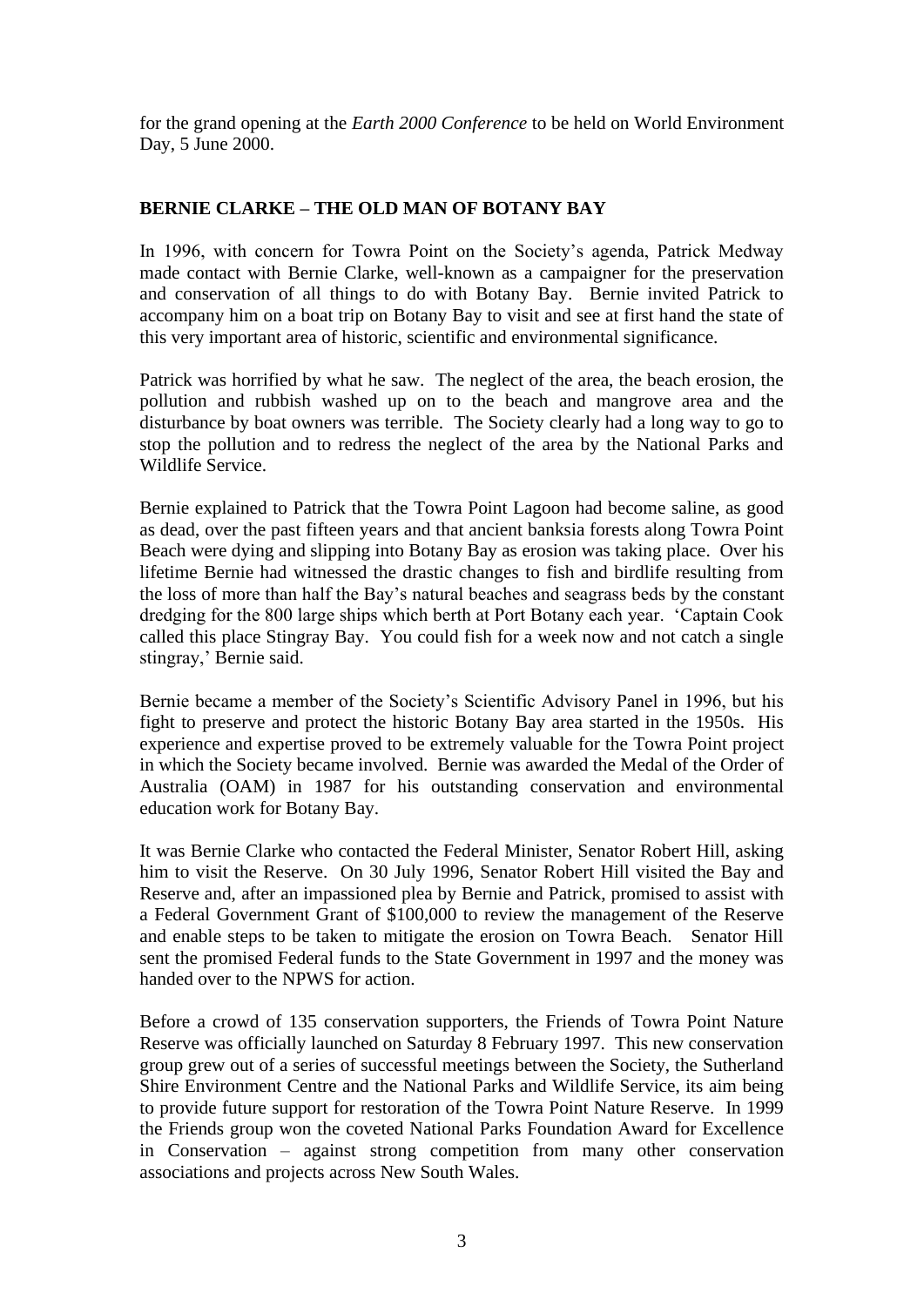for the grand opening at the *Earth 2000 Conference* to be held on World Environment Day, 5 June 2000.

## BERNIE CLARKE – THE OLD MAN OF BOTANY BAY

In 1996, with concern for Towra Point on the Society's agenda, Patrick Medway made contact with Bernie Clarke, well-known as a campaigner for the preservation and conservation of all things to do with Botany Bay. Bernie invited Patrick to accompany him on a boat trip on Botany Bay to visit and see at first hand the state of this very important area of historic, scientific and environmental significance.

Patrick was horrified by what he saw. The neglect of the area, the beach erosion, the pollution and rubbish washed up on to the beach and mangrove area and the disturbance by boat owners was terrible. The Society clearly had a long way to go to stop the pollution and to redress the neglect of the area by the National Parks and Wildlife Service.

Bernie explained to Patrick that the Towra Point Lagoon had become saline, as good as dead, over the past fifteen years and that ancient banksia forests along Towra Point Beach were dying and slipping into Botany Bay as erosion was taking place. Over his lifetime Bernie had witnessed the drastic changes to fish and birdlife resulting from the loss of more than half the Bay's natural beaches and seagrass beds by the constant dredging for the 800 large ships which berth at Port Botany each year. 'Captain Cook called this place Stingray Bay. You could fish for a week now and not catch a single stingray,' Bernie said.

Bernie became a member of the Society's Scientific Advisory Panel in 1996, but his fight to preserve and protect the historic Botany Bay area started in the 1950s. His experience and expertise proved to be extremely valuable for the Towra Point project in which the Society became involved. Bernie was awarded the Medal of the Order of Australia (OAM) in 1987 for his outstanding conservation and environmental education work for Botany Bay.

It was Bernie Clarke who contacted the Federal Minister, Senator Robert Hill, asking him to visit the Reserve. On 30 July 1996, Senator Robert Hill visited the Bay and Reserve and, after an impassioned plea by Bernie and Patrick, promised to assist with a Federal Government Grant of $100,000 to review the management of the Reserve and enable steps to be taken to mitigate the erosion on Towra Beach. Senator Hill sent the promised Federal funds to the State Government in 1997 and the money was handed over to the NPWS for action.

Before a crowd of 135 conservation supporters, the Friends of Towra Point Nature Reserve was officially launched on Saturday 8 February 1997. This new conservation group grew out of a series of successful meetings between the Society, the Sutherland Shire Environment Centre and the National Parks and Wildlife Service, its aim being to provide future support for restoration of the Towra Point Nature Reserve. In 1999 the Friends group won the coveted National Parks Foundation Award for Excellence in Conservation – against strong competition from many other conservation associations and projects across New South Wales.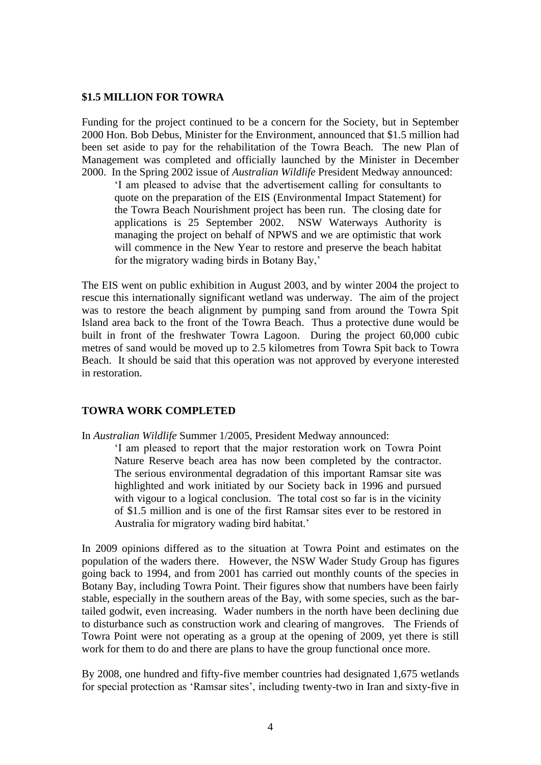## $1.5 MILLION FOR TOWRA

Funding for the project continued to be a concern for the Society, but in September 2000 Hon. Bob Debus, Minister for the Environment, announced that $1.5 million had been set aside to pay for the rehabilitation of the Towra Beach. The new Plan of Management was completed and officially launched by the Minister in December 2000. In the Spring 2002 issue of *Australian Wildlife* President Medway announced:

> 'I am pleased to advise that the advertisement calling for consultants to quote on the preparation of the EIS (Environmental Impact Statement) for the Towra Beach Nourishment project has been run. The closing date for applications is 25 September 2002. NSW Waterways Authority is managing the project on behalf of NPWS and we are optimistic that work will commence in the New Year to restore and preserve the beach habitat for the migratory wading birds in Botany Bay,'

The EIS went on public exhibition in August 2003, and by winter 2004 the project to rescue this internationally significant wetland was underway. The aim of the project was to restore the beach alignment by pumping sand from around the Towra Spit Island area back to the front of the Towra Beach. Thus a protective dune would be built in front of the freshwater Towra Lagoon. During the project 60,000 cubic metres of sand would be moved up to 2.5 kilometres from Towra Spit back to Towra Beach. It should be said that this operation was not approved by everyone interested in restoration.

## TOWRA WORK COMPLETED

In *Australian Wildlife* Summer 1/2005, President Medway announced:

> 'I am pleased to report that the major restoration work on Towra Point Nature Reserve beach area has now been completed by the contractor. The serious environmental degradation of this important Ramsar site was highlighted and work initiated by our Society back in 1996 and pursued with vigour to a logical conclusion. The total cost so far is in the vicinity of $1.5 million and is one of the first Ramsar sites ever to be restored in Australia for migratory wading bird habitat.'

In 2009 opinions differed as to the situation at Towra Point and estimates on the population of the waders there. However, the NSW Wader Study Group has figures going back to 1994, and from 2001 has carried out monthly counts of the species in Botany Bay, including Towra Point. Their figures show that numbers have been fairly stable, especially in the southern areas of the Bay, with some species, such as the bar-tailed godwit, even increasing. Wader numbers in the north have been declining due to disturbance such as construction work and clearing of mangroves. The Friends of Towra Point were not operating as a group at the opening of 2009, yet there is still work for them to do and there are plans to have the group functional once more.

By 2008, one hundred and fifty-five member countries had designated 1,675 wetlands for special protection as 'Ramsar sites', including twenty-two in Iran and sixty-five in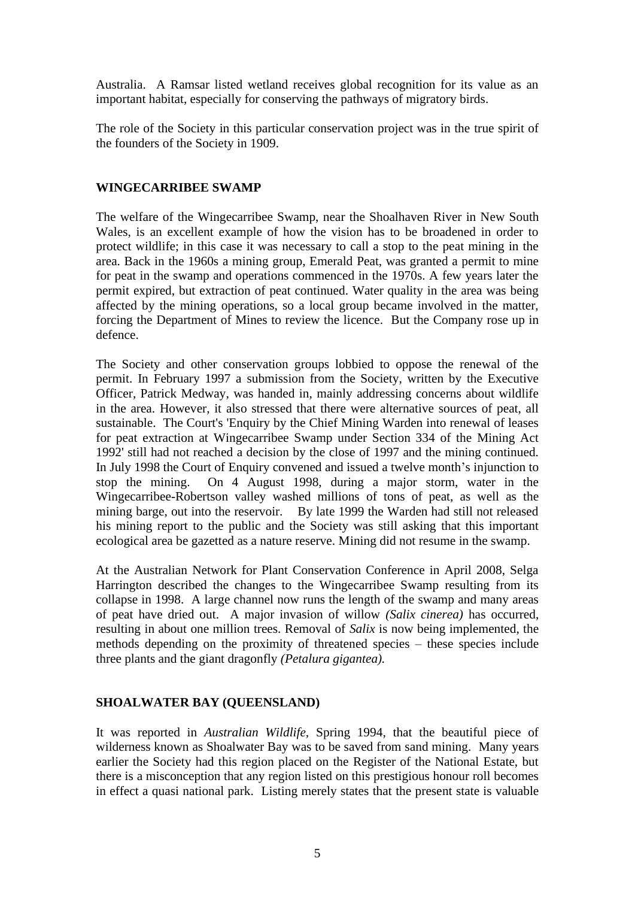Australia. A Ramsar listed wetland receives global recognition for its value as an important habitat, especially for conserving the pathways of migratory birds.

The role of the Society in this particular conservation project was in the true spirit of the founders of the Society in 1909.

## WINGECARRIBEE SWAMP

The welfare of the Wingecarribee Swamp, near the Shoalhaven River in New South Wales, is an excellent example of how the vision has to be broadened in order to protect wildlife; in this case it was necessary to call a stop to the peat mining in the area. Back in the 1960s a mining group, Emerald Peat, was granted a permit to mine for peat in the swamp and operations commenced in the 1970s. A few years later the permit expired, but extraction of peat continued. Water quality in the area was being affected by the mining operations, so a local group became involved in the matter, forcing the Department of Mines to review the licence. But the Company rose up in defence.

The Society and other conservation groups lobbied to oppose the renewal of the permit. In February 1997 a submission from the Society, written by the Executive Officer, Patrick Medway, was handed in, mainly addressing concerns about wildlife in the area. However, it also stressed that there were alternative sources of peat, all sustainable. The Court's 'Enquiry by the Chief Mining Warden into renewal of leases for peat extraction at Wingecarribee Swamp under Section 334 of the Mining Act 1992' still had not reached a decision by the close of 1997 and the mining continued. In July 1998 the Court of Enquiry convened and issued a twelve month's injunction to stop the mining. On 4 August 1998, during a major storm, water in the Wingecarribee-Robertson valley washed millions of tons of peat, as well as the mining barge, out into the reservoir. By late 1999 the Warden had still not released his mining report to the public and the Society was still asking that this important ecological area be gazetted as a nature reserve. Mining did not resume in the swamp.

At the Australian Network for Plant Conservation Conference in April 2008, Selga Harrington described the changes to the Wingecarribee Swamp resulting from its collapse in 1998. A large channel now runs the length of the swamp and many areas of peat have dried out. A major invasion of willow *(Salix cinerea)* has occurred, resulting in about one million trees. Removal of *Salix* is now being implemented, the methods depending on the proximity of threatened species – these species include three plants and the giant dragonfly *(Petalura gigantea).*

## SHOALWATER BAY (QUEENSLAND)

It was reported in *Australian Wildlife*, Spring 1994, that the beautiful piece of wilderness known as Shoalwater Bay was to be saved from sand mining. Many years earlier the Society had this region placed on the Register of the National Estate, but there is a misconception that any region listed on this prestigious honour roll becomes in effect a quasi national park. Listing merely states that the present state is valuable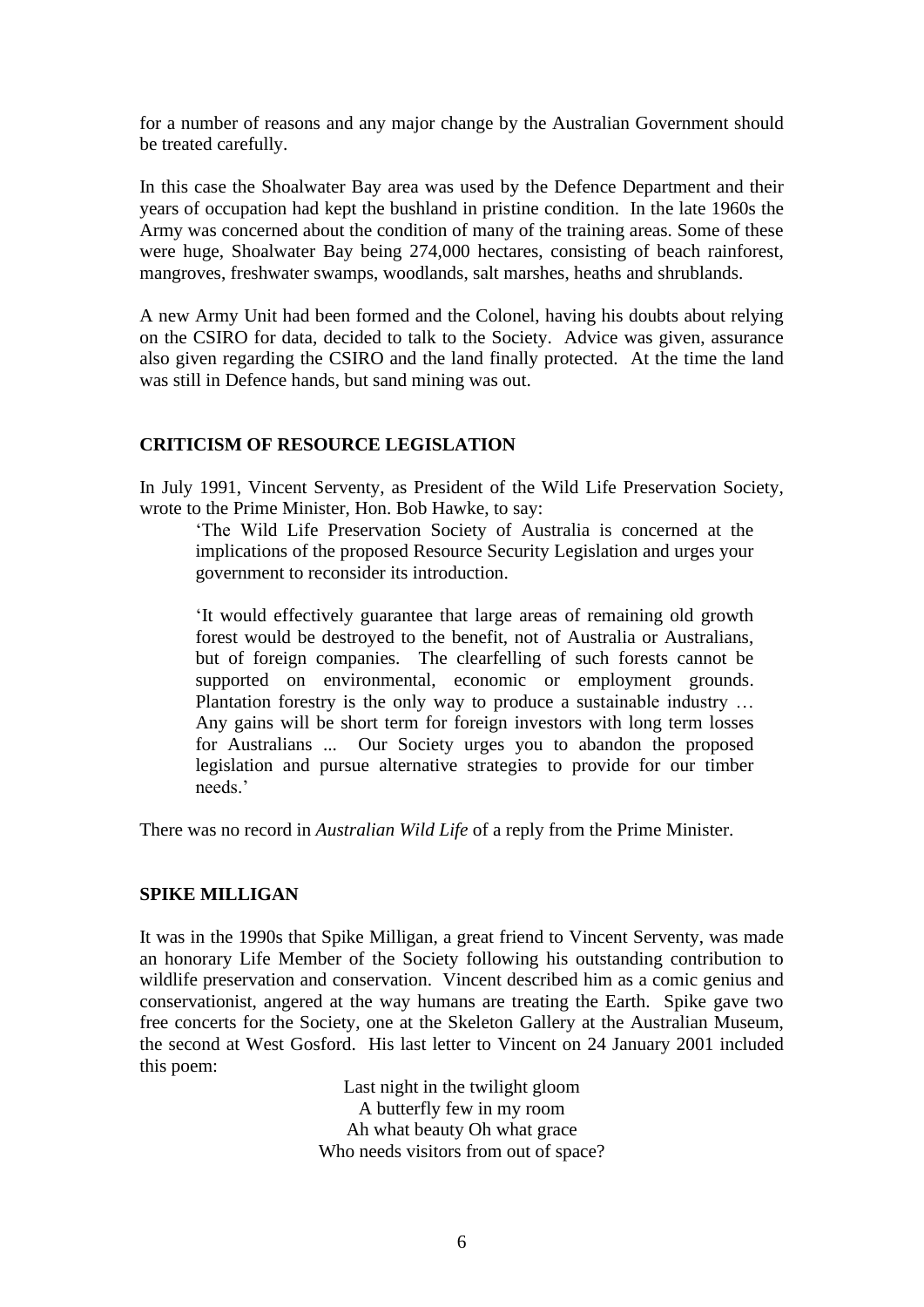for a number of reasons and any major change by the Australian Government should be treated carefully.

In this case the Shoalwater Bay area was used by the Defence Department and their years of occupation had kept the bushland in pristine condition. In the late 1960s the Army was concerned about the condition of many of the training areas. Some of these were huge, Shoalwater Bay being 274,000 hectares, consisting of beach rainforest, mangroves, freshwater swamps, woodlands, salt marshes, heaths and shrublands.

A new Army Unit had been formed and the Colonel, having his doubts about relying on the CSIRO for data, decided to talk to the Society. Advice was given, assurance also given regarding the CSIRO and the land finally protected. At the time the land was still in Defence hands, but sand mining was out.

## CRITICISM OF RESOURCE LEGISLATION

In July 1991, Vincent Serventy, as President of the Wild Life Preservation Society, wrote to the Prime Minister, Hon. Bob Hawke, to say:

> 'The Wild Life Preservation Society of Australia is concerned at the implications of the proposed Resource Security Legislation and urges your government to reconsider its introduction.
>
> 'It would effectively guarantee that large areas of remaining old growth forest would be destroyed to the benefit, not of Australia or Australians, but of foreign companies. The clearfelling of such forests cannot be supported on environmental, economic or employment grounds. Plantation forestry is the only way to produce a sustainable industry … Any gains will be short term for foreign investors with long term losses for Australians ... Our Society urges you to abandon the proposed legislation and pursue alternative strategies to provide for our timber needs.'

There was no record in *Australian Wild Life* of a reply from the Prime Minister.

## SPIKE MILLIGAN

It was in the 1990s that Spike Milligan, a great friend to Vincent Serventy, was made an honorary Life Member of the Society following his outstanding contribution to wildlife preservation and conservation. Vincent described him as a comic genius and conservationist, angered at the way humans are treating the Earth. Spike gave two free concerts for the Society, one at the Skeleton Gallery at the Australian Museum, the second at West Gosford. His last letter to Vincent on 24 January 2001 included this poem:

Last night in the twilight gloom
A butterfly few in my room
Ah what beauty Oh what grace
Who needs visitors from out of space?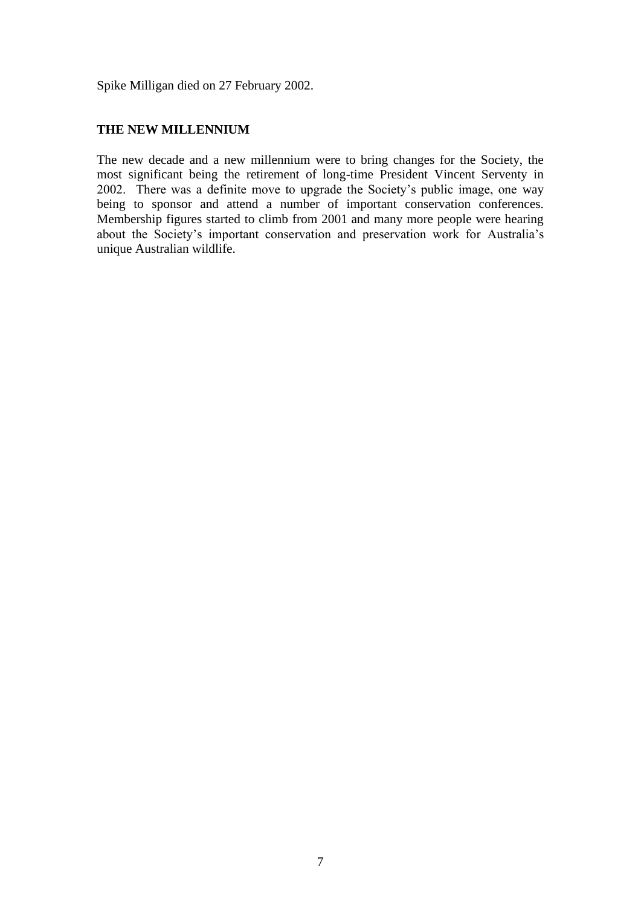Spike Milligan died on 27 February 2002.

**THE NEW MILLENNIUM**

The new decade and a new millennium were to bring changes for the Society, the most significant being the retirement of long-time President Vincent Serventy in 2002. There was a definite move to upgrade the Society's public image, one way being to sponsor and attend a number of important conservation conferences. Membership figures started to climb from 2001 and many more people were hearing about the Society's important conservation and preservation work for Australia's unique Australian wildlife.